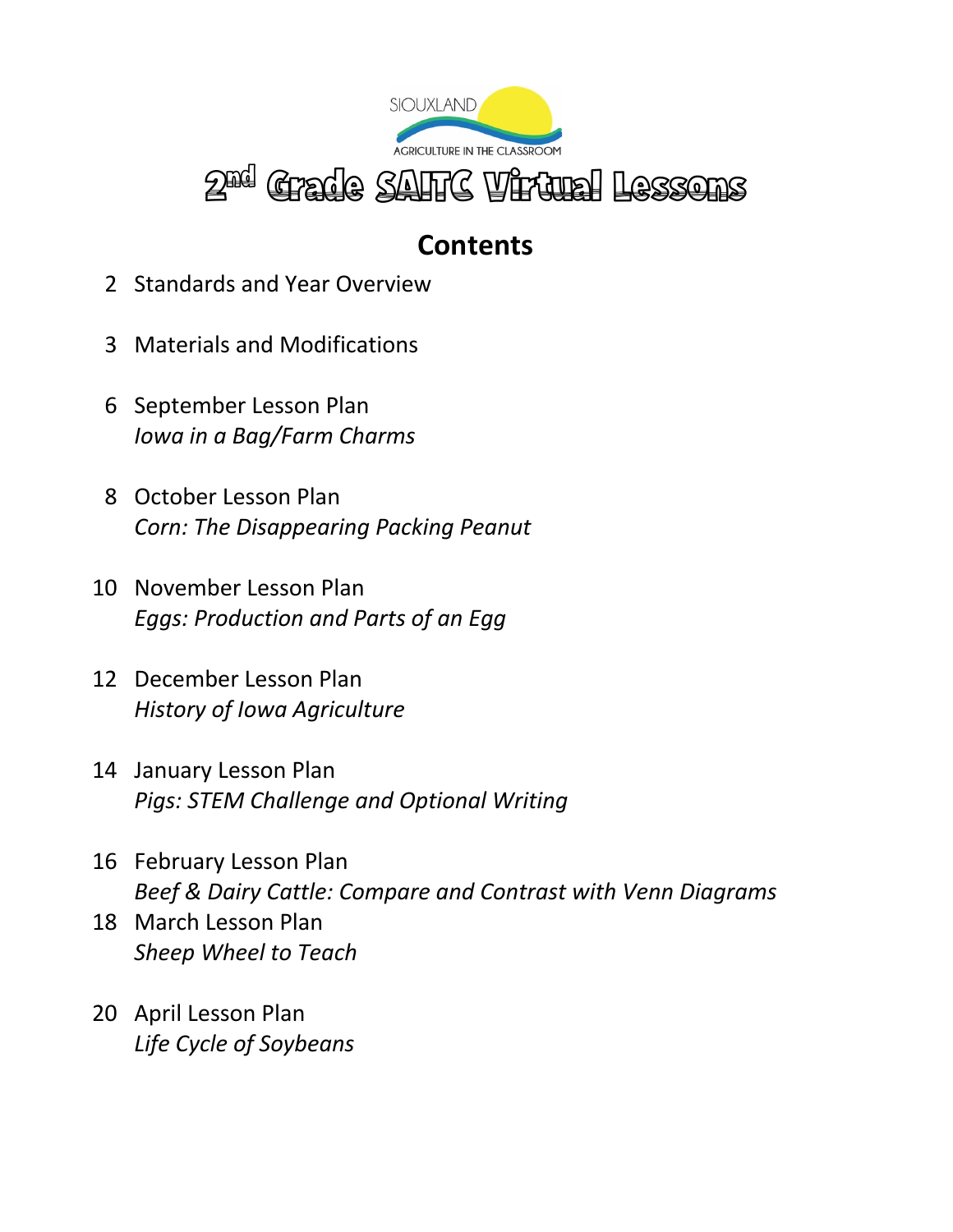SIOUXLAND

AGRICULTURE IN THE CLASSROOM

# 2nd Grade SAITC Virtual Lessons

## Contents

2 Standards and Year Overview

3 Materials and Modifications

6 September Lesson Plan
*Iowa in a Bag/Farm Charms*

8 October Lesson Plan
*Corn: The Disappearing Packing Peanut*

10 November Lesson Plan
*Eggs: Production and Parts of an Egg*

12 December Lesson Plan
*History of Iowa Agriculture*

14 January Lesson Plan
*Pigs: STEM Challenge and Optional Writing*

16 February Lesson Plan
*Beef & Dairy Cattle: Compare and Contrast with Venn Diagrams*

18 March Lesson Plan
*Sheep Wheel to Teach*

20 April Lesson Plan
*Life Cycle of Soybeans*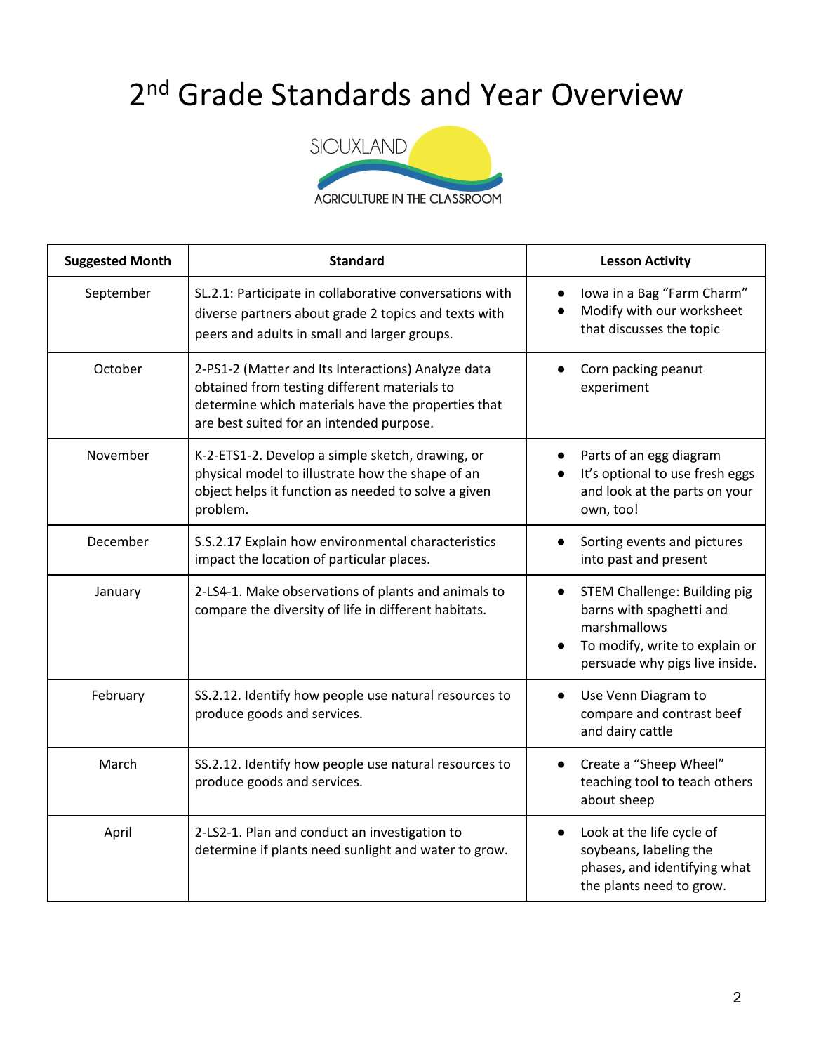# 2nd Grade Standards and Year Overview

SIOUXLAND AGRICULTURE IN THE CLASSROOM

| Suggested Month | Standard | Lesson Activity |
|---|---|---|
| September | SL.2.1: Participate in collaborative conversations with diverse partners about grade 2 topics and texts with peers and adults in small and larger groups. | • Iowa in a Bag "Farm Charm" <br> • Modify with our worksheet that discusses the topic |
| October | 2-PS1-2 (Matter and Its Interactions) Analyze data obtained from testing different materials to determine which materials have the properties that are best suited for an intended purpose. | • Corn packing peanut experiment |
| November | K-2-ETS1-2. Develop a simple sketch, drawing, or physical model to illustrate how the shape of an object helps it function as needed to solve a given problem. | • Parts of an egg diagram <br> • It's optional to use fresh eggs and look at the parts on your own, too! |
| December | S.S.2.17 Explain how environmental characteristics impact the location of particular places. | • Sorting events and pictures into past and present |
| January | 2-LS4-1. Make observations of plants and animals to compare the diversity of life in different habitats. | • STEM Challenge: Building pig barns with spaghetti and marshmallows <br> • To modify, write to explain or persuade why pigs live inside. |
| February | SS.2.12. Identify how people use natural resources to produce goods and services. | • Use Venn Diagram to compare and contrast beef and dairy cattle |
| March | SS.2.12. Identify how people use natural resources to produce goods and services. | • Create a "Sheep Wheel" teaching tool to teach others about sheep |
| April | 2-LS2-1. Plan and conduct an investigation to determine if plants need sunlight and water to grow. | • Look at the life cycle of soybeans, labeling the phases, and identifying what the plants need to grow. |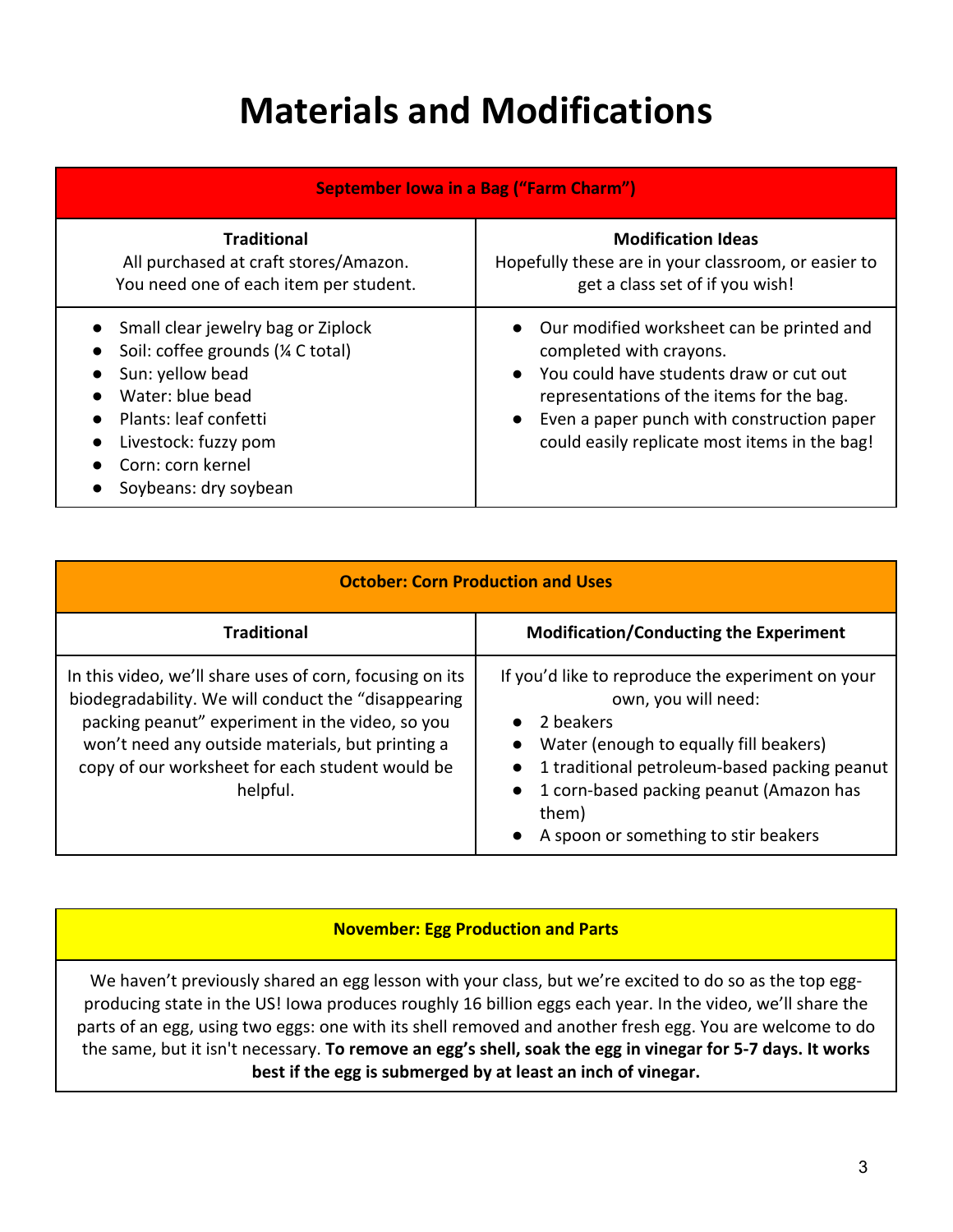# Materials and Modifications

| September Iowa in a Bag ("Farm Charm") | |
|---|---|
| **Traditional**<br>All purchased at craft stores/Amazon.<br>You need one of each item per student. | **Modification Ideas**<br>Hopefully these are in your classroom, or easier to get a class set of if you wish! |
| • Small clear jewelry bag or Ziplock<br>• Soil: coffee grounds (¼ C total)<br>• Sun: yellow bead<br>• Water: blue bead<br>• Plants: leaf confetti<br>• Livestock: fuzzy pom<br>• Corn: corn kernel<br>• Soybeans: dry soybean | • Our modified worksheet can be printed and completed with crayons.<br>• You could have students draw or cut out representations of the items for the bag.<br>• Even a paper punch with construction paper could easily replicate most items in the bag! |

| October: Corn Production and Uses | |
|---|---|
| **Traditional** | **Modification/Conducting the Experiment** |
| In this video, we'll share uses of corn, focusing on its biodegradability. We will conduct the "disappearing packing peanut" experiment in the video, so you won't need any outside materials, but printing a copy of our worksheet for each student would be helpful. | If you'd like to reproduce the experiment on your own, you will need:<br>• 2 beakers<br>• Water (enough to equally fill beakers)<br>• 1 traditional petroleum-based packing peanut<br>• 1 corn-based packing peanut (Amazon has them)<br>• A spoon or something to stir beakers |

| November: Egg Production and Parts |
|---|
| We haven't previously shared an egg lesson with your class, but we're excited to do so as the top egg-producing state in the US! Iowa produces roughly 16 billion eggs each year. In the video, we'll share the parts of an egg, using two eggs: one with its shell removed and another fresh egg. You are welcome to do the same, but it isn't necessary. **To remove an egg's shell, soak the egg in vinegar for 5-7 days. It works best if the egg is submerged by at least an inch of vinegar.** |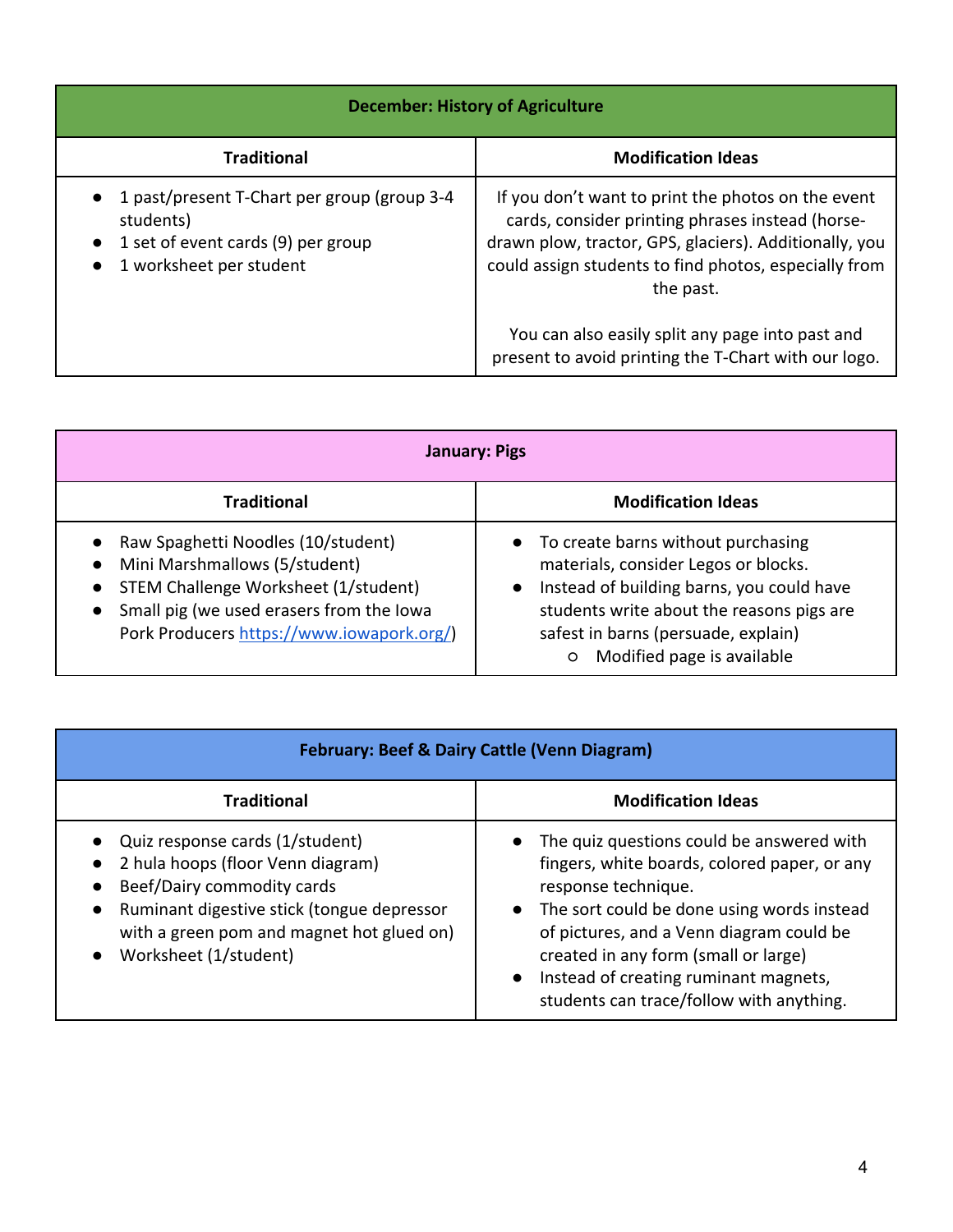| December: History of Agriculture | |
|---|---|
| **Traditional** | **Modification Ideas** |
| • 1 past/present T-Chart per group (group 3-4 students)<br>• 1 set of event cards (9) per group<br>• 1 worksheet per student | If you don't want to print the photos on the event cards, consider printing phrases instead (horse-drawn plow, tractor, GPS, glaciers). Additionally, you could assign students to find photos, especially from the past.<br><br>You can also easily split any page into past and present to avoid printing the T-Chart with our logo. |

| January: Pigs | |
|---|---|
| **Traditional** | **Modification Ideas** |
| • Raw Spaghetti Noodles (10/student)<br>• Mini Marshmallows (5/student)<br>• STEM Challenge Worksheet (1/student)<br>• Small pig (we used erasers from the Iowa Pork Producers [https://www.iowapork.org/](https://www.iowapork.org/)) | • To create barns without purchasing materials, consider Legos or blocks.<br>• Instead of building barns, you could have students write about the reasons pigs are safest in barns (persuade, explain)<br>&nbsp;&nbsp;&nbsp;&nbsp;○ Modified page is available |

| February: Beef & Dairy Cattle (Venn Diagram) | |
|---|---|
| **Traditional** | **Modification Ideas** |
| • Quiz response cards (1/student)<br>• 2 hula hoops (floor Venn diagram)<br>• Beef/Dairy commodity cards<br>• Ruminant digestive stick (tongue depressor with a green pom and magnet hot glued on)<br>• Worksheet (1/student) | • The quiz questions could be answered with fingers, white boards, colored paper, or any response technique.<br>• The sort could be done using words instead of pictures, and a Venn diagram could be created in any form (small or large)<br>• Instead of creating ruminant magnets, students can trace/follow with anything. |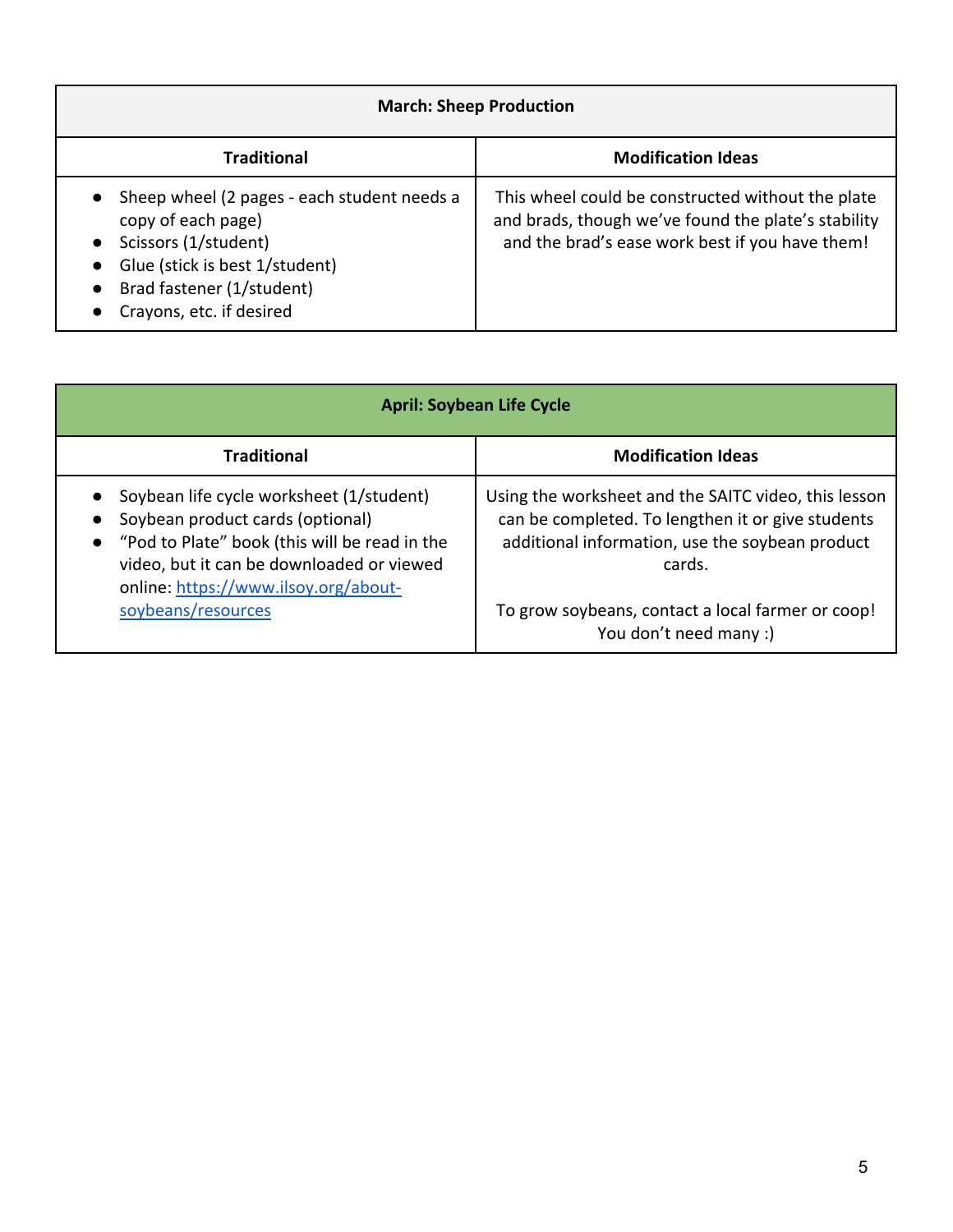| March: Sheep Production | |
|---|---|
| **Traditional** | **Modification Ideas** |
| • Sheep wheel (2 pages - each student needs a copy of each page)<br>• Scissors (1/student)<br>• Glue (stick is best 1/student)<br>• Brad fastener (1/student)<br>• Crayons, etc. if desired | This wheel could be constructed without the plate and brads, though we've found the plate's stability and the brad's ease work best if you have them! |

| April: Soybean Life Cycle | |
|---|---|
| **Traditional** | **Modification Ideas** |
| • Soybean life cycle worksheet (1/student)<br>• Soybean product cards (optional)<br>• "Pod to Plate" book (this will be read in the video, but it can be downloaded or viewed online: [https://www.ilsoy.org/about-soybeans/resources](https://www.ilsoy.org/about-soybeans/resources) | Using the worksheet and the SAITC video, this lesson can be completed. To lengthen it or give students additional information, use the soybean product cards.<br><br>To grow soybeans, contact a local farmer or coop! You don't need many :) |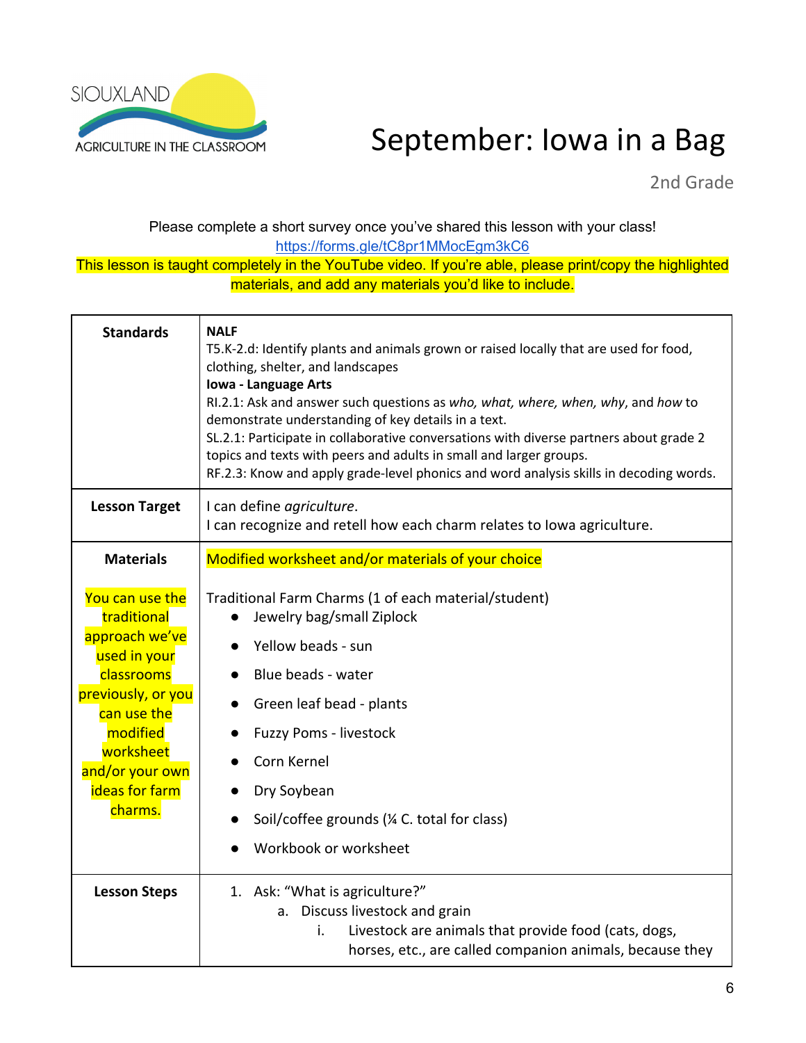SIOUXLAND AGRICULTURE IN THE CLASSROOM

# September: Iowa in a Bag

2nd Grade

Please complete a short survey once you've shared this lesson with your class!
https://forms.gle/tC8pr1MMocEgm3kC6

This lesson is taught completely in the YouTube video. If you're able, please print/copy the highlighted materials, and add any materials you'd like to include.

| | |
|---|---|
| **Standards** | **NALF**<br>T5.K-2.d: Identify plants and animals grown or raised locally that are used for food, clothing, shelter, and landscapes<br>**Iowa - Language Arts**<br>RI.2.1: Ask and answer such questions as *who, what, where, when, why*, and *how* to demonstrate understanding of key details in a text.<br>SL.2.1: Participate in collaborative conversations with diverse partners about grade 2 topics and texts with peers and adults in small and larger groups.<br>RF.2.3: Know and apply grade-level phonics and word analysis skills in decoding words. |
| **Lesson Target** | I can define *agriculture*.<br>I can recognize and retell how each charm relates to Iowa agriculture. |
| **Materials**<br><br>You can use the traditional approach we've used in your classrooms previously, or you can use the modified worksheet and/or your own ideas for farm charms. | Modified worksheet and/or materials of your choice<br><br>Traditional Farm Charms (1 of each material/student)<br>• Jewelry bag/small Ziplock<br>• Yellow beads - sun<br>• Blue beads - water<br>• Green leaf bead - plants<br>• Fuzzy Poms - livestock<br>• Corn Kernel<br>• Dry Soybean<br>• Soil/coffee grounds (¼ C. total for class)<br>• Workbook or worksheet |
| **Lesson Steps** | 1. Ask: "What is agriculture?"<br>&nbsp;&nbsp;&nbsp;&nbsp;a. Discuss livestock and grain<br>&nbsp;&nbsp;&nbsp;&nbsp;&nbsp;&nbsp;&nbsp;&nbsp;i. Livestock are animals that provide food (cats, dogs, horses, etc., are called companion animals, because they |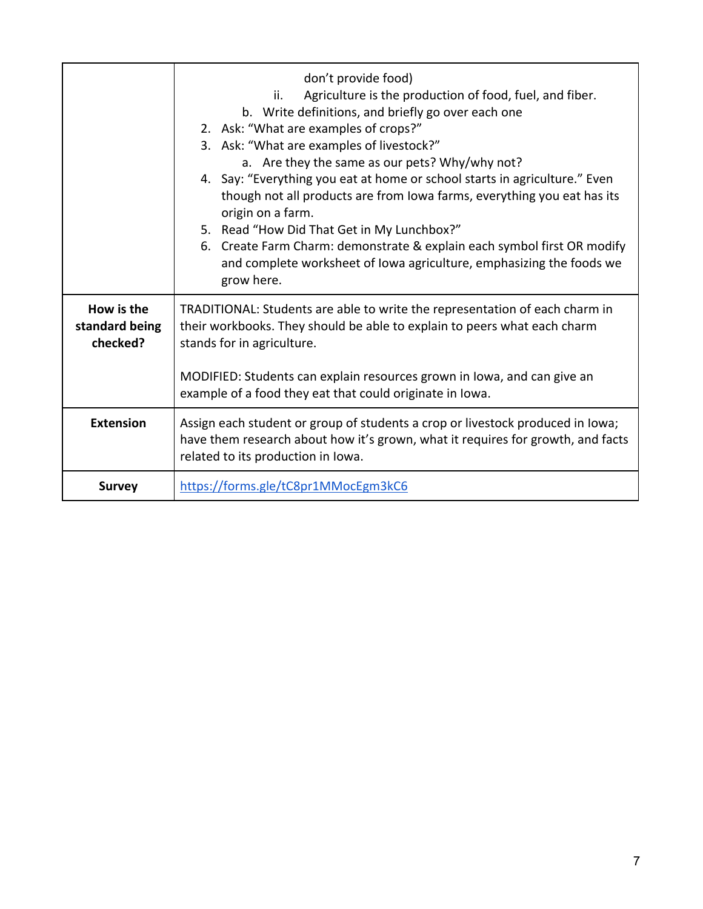| | |
|---|---|
| | don't provide food)<br>ii. Agriculture is the production of food, fuel, and fiber.<br>b. Write definitions, and briefly go over each one<br>2. Ask: "What are examples of crops?"<br>3. Ask: "What are examples of livestock?"<br>a. Are they the same as our pets? Why/why not?<br>4. Say: "Everything you eat at home or school starts in agriculture." Even though not all products are from Iowa farms, everything you eat has its origin on a farm.<br>5. Read "How Did That Get in My Lunchbox?"<br>6. Create Farm Charm: demonstrate & explain each symbol first OR modify and complete worksheet of Iowa agriculture, emphasizing the foods we grow here. |
| **How is the standard being checked?** | TRADITIONAL: Students are able to write the representation of each charm in their workbooks. They should be able to explain to peers what each charm stands for in agriculture.<br><br>MODIFIED: Students can explain resources grown in Iowa, and can give an example of a food they eat that could originate in Iowa. |
| **Extension** | Assign each student or group of students a crop or livestock produced in Iowa; have them research about how it's grown, what it requires for growth, and facts related to its production in Iowa. |
| **Survey** | https://forms.gle/tC8pr1MMocEgm3kC6 |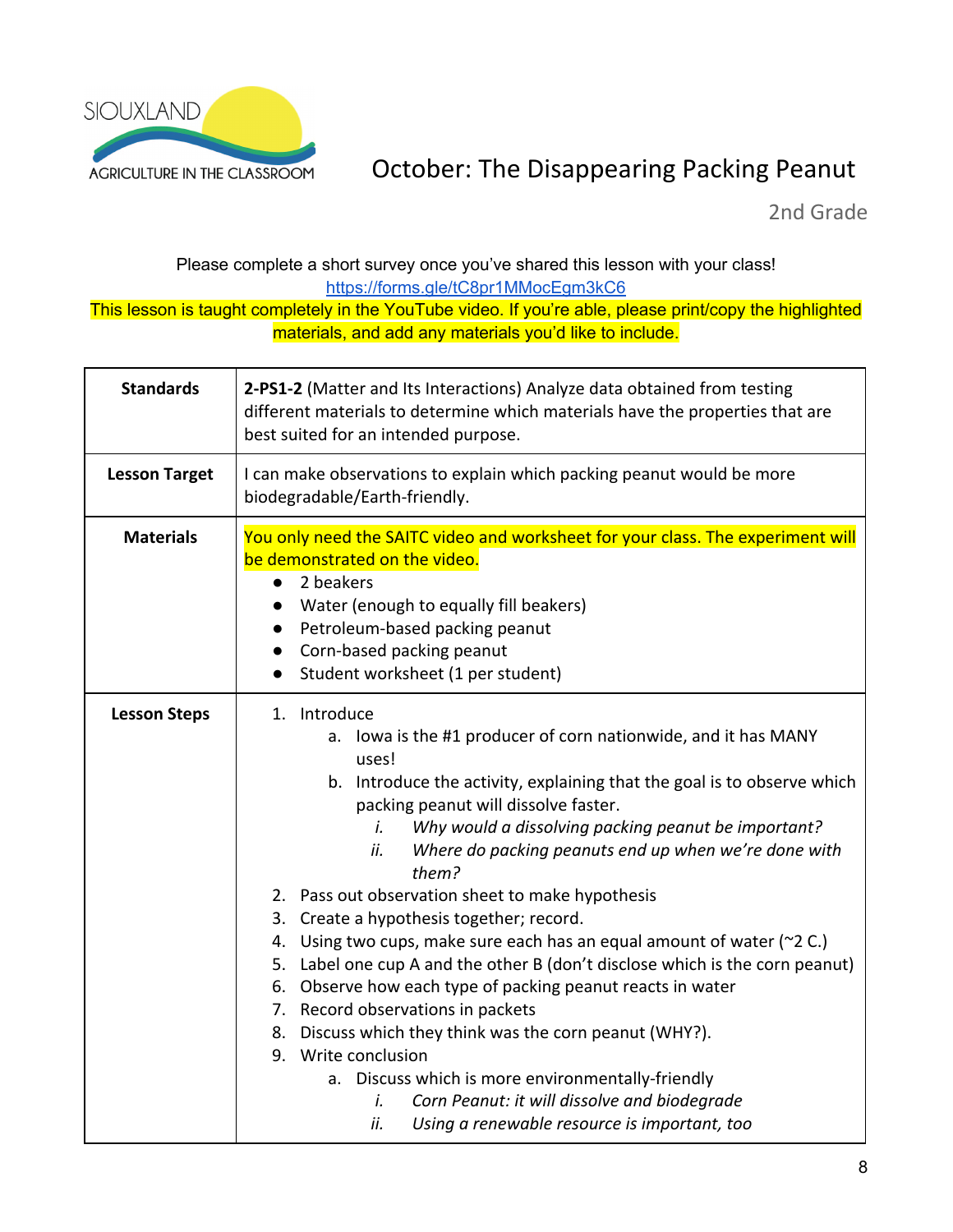SIOUXLAND AGRICULTURE IN THE CLASSROOM

# October: The Disappearing Packing Peanut

2nd Grade

Please complete a short survey once you've shared this lesson with your class!
https://forms.gle/tC8pr1MMocEgm3kC6

This lesson is taught completely in the YouTube video. If you're able, please print/copy the highlighted materials, and add any materials you'd like to include.

| | |
|---|---|
| **Standards** | **2-PS1-2** (Matter and Its Interactions) Analyze data obtained from testing different materials to determine which materials have the properties that are best suited for an intended purpose. |
| **Lesson Target** | I can make observations to explain which packing peanut would be more biodegradable/Earth-friendly. |
| **Materials** | You only need the SAITC video and worksheet for your class. The experiment will be demonstrated on the video.<br>• 2 beakers<br>• Water (enough to equally fill beakers)<br>• Petroleum-based packing peanut<br>• Corn-based packing peanut<br>• Student worksheet (1 per student) |
| **Lesson Steps** | 1. Introduce<br>&nbsp;&nbsp;&nbsp;a. Iowa is the #1 producer of corn nationwide, and it has MANY uses!<br>&nbsp;&nbsp;&nbsp;b. Introduce the activity, explaining that the goal is to observe which packing peanut will dissolve faster.<br>&nbsp;&nbsp;&nbsp;&nbsp;&nbsp;&nbsp;i. *Why would a dissolving packing peanut be important?*<br>&nbsp;&nbsp;&nbsp;&nbsp;&nbsp;&nbsp;ii. *Where do packing peanuts end up when we're done with them?*<br>2. Pass out observation sheet to make hypothesis<br>3. Create a hypothesis together; record.<br>4. Using two cups, make sure each has an equal amount of water (~2 C.)<br>5. Label one cup A and the other B (don't disclose which is the corn peanut)<br>6. Observe how each type of packing peanut reacts in water<br>7. Record observations in packets<br>8. Discuss which they think was the corn peanut (WHY?).<br>9. Write conclusion<br>&nbsp;&nbsp;&nbsp;a. Discuss which is more environmentally-friendly<br>&nbsp;&nbsp;&nbsp;&nbsp;&nbsp;&nbsp;i. *Corn Peanut: it will dissolve and biodegrade*<br>&nbsp;&nbsp;&nbsp;&nbsp;&nbsp;&nbsp;ii. *Using a renewable resource is important, too* |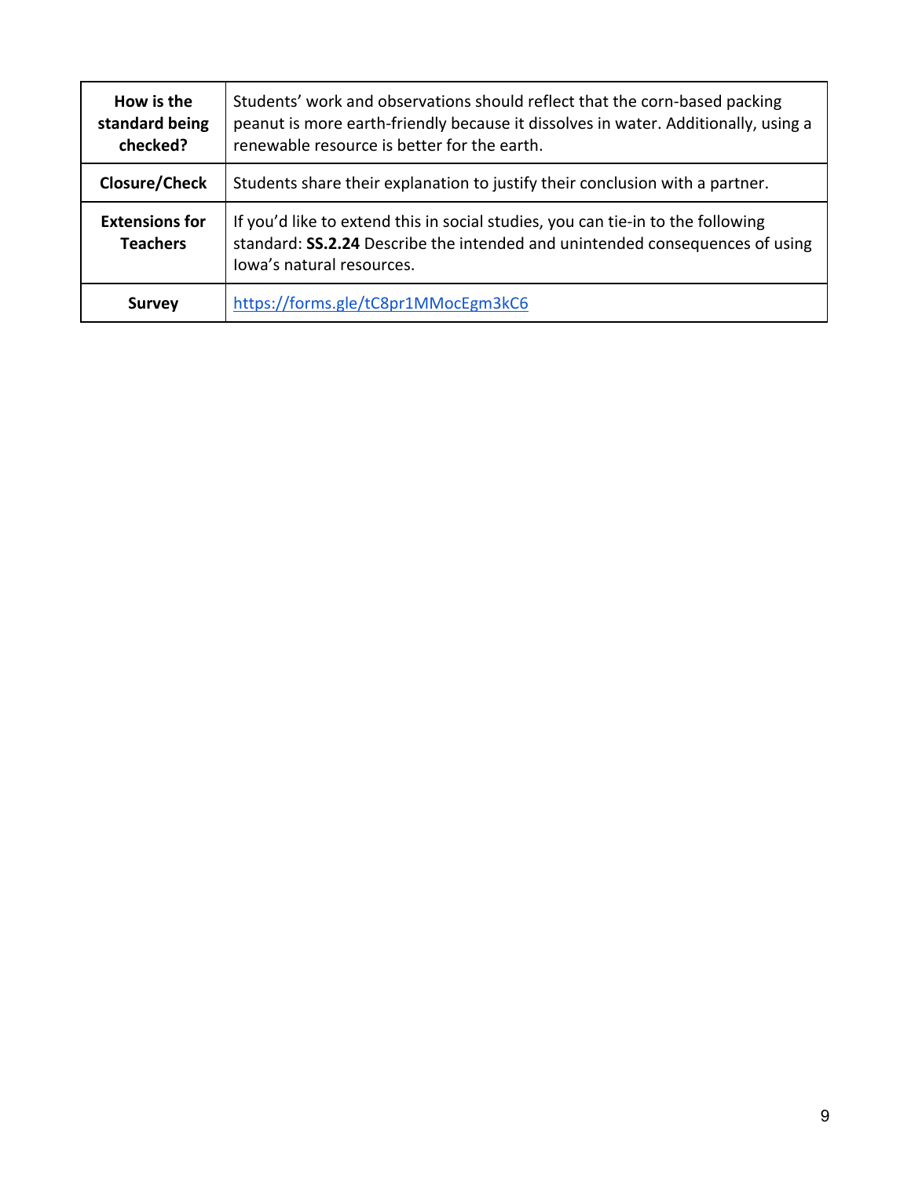| | |
|---|---|
| **How is the standard being checked?** | Students' work and observations should reflect that the corn-based packing peanut is more earth-friendly because it dissolves in water. Additionally, using a renewable resource is better for the earth. |
| **Closure/Check** | Students share their explanation to justify their conclusion with a partner. |
| **Extensions for Teachers** | If you'd like to extend this in social studies, you can tie-in to the following standard: **SS.2.24** Describe the intended and unintended consequences of using Iowa's natural resources. |
| **Survey** | [https://forms.gle/tC8pr1MMocEgm3kC6](https://forms.gle/tC8pr1MMocEgm3kC6) |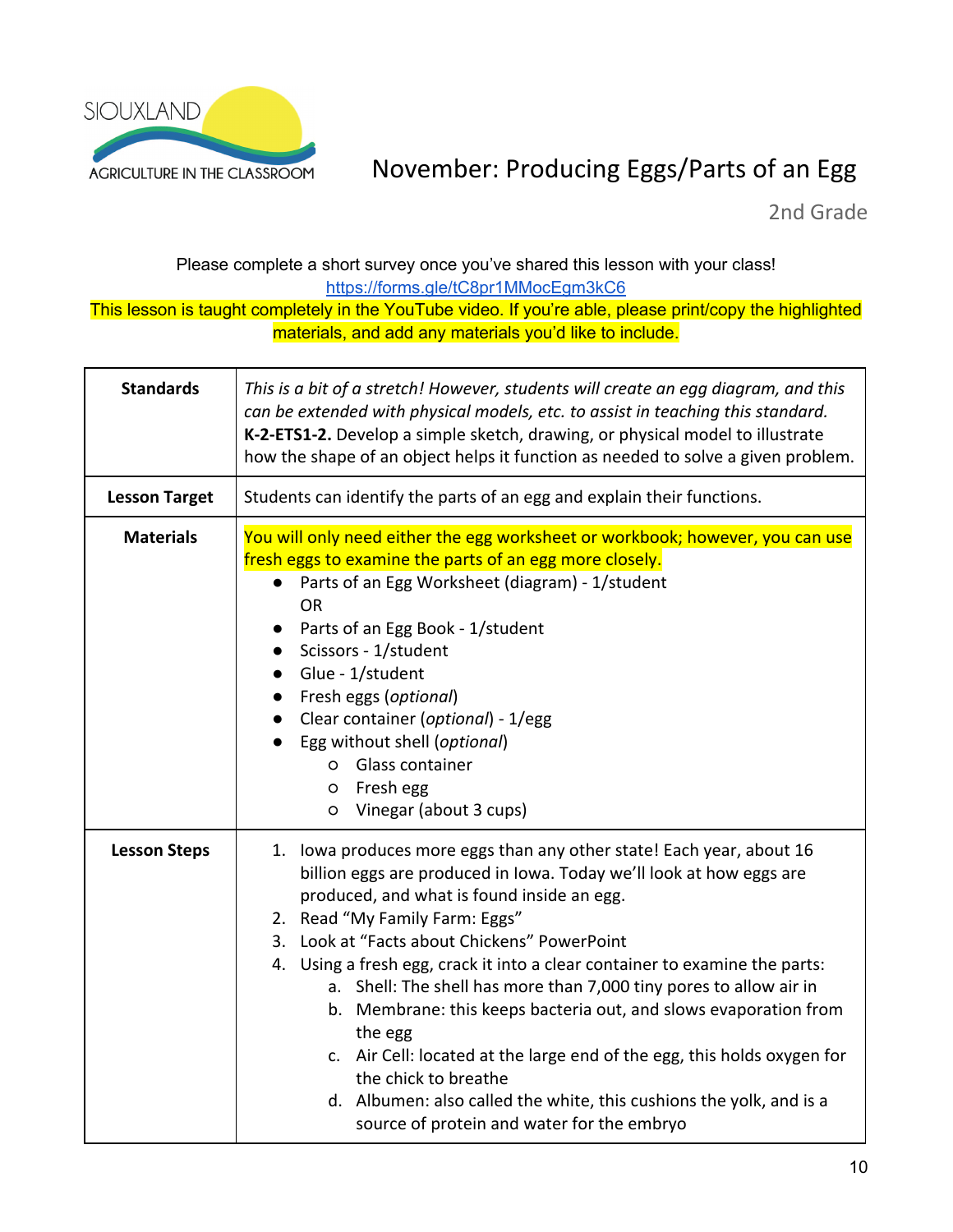SIOUXLAND AGRICULTURE IN THE CLASSROOM

# November: Producing Eggs/Parts of an Egg

2nd Grade

Please complete a short survey once you've shared this lesson with your class!
https://forms.gle/tC8pr1MMocEgm3kC6

This lesson is taught completely in the YouTube video. If you're able, please print/copy the highlighted materials, and add any materials you'd like to include.

| | |
|---|---|
| **Standards** | *This is a bit of a stretch! However, students will create an egg diagram, and this can be extended with physical models, etc. to assist in teaching this standard.* **K-2-ETS1-2.** Develop a simple sketch, drawing, or physical model to illustrate how the shape of an object helps it function as needed to solve a given problem. |
| **Lesson Target** | Students can identify the parts of an egg and explain their functions. |
| **Materials** | You will only need either the egg worksheet or workbook; however, you can use fresh eggs to examine the parts of an egg more closely.<br>• Parts of an Egg Worksheet (diagram) - 1/student<br>OR<br>• Parts of an Egg Book - 1/student<br>• Scissors - 1/student<br>• Glue - 1/student<br>• Fresh eggs (*optional*)<br>• Clear container (*optional*) - 1/egg<br>• Egg without shell (*optional*)<br>&nbsp;&nbsp;&nbsp;&nbsp;○ Glass container<br>&nbsp;&nbsp;&nbsp;&nbsp;○ Fresh egg<br>&nbsp;&nbsp;&nbsp;&nbsp;○ Vinegar (about 3 cups) |
| **Lesson Steps** | 1. Iowa produces more eggs than any other state! Each year, about 16 billion eggs are produced in Iowa. Today we'll look at how eggs are produced, and what is found inside an egg.<br>2. Read "My Family Farm: Eggs"<br>3. Look at "Facts about Chickens" PowerPoint<br>4. Using a fresh egg, crack it into a clear container to examine the parts:<br>&nbsp;&nbsp;&nbsp;&nbsp;a. Shell: The shell has more than 7,000 tiny pores to allow air in<br>&nbsp;&nbsp;&nbsp;&nbsp;b. Membrane: this keeps bacteria out, and slows evaporation from the egg<br>&nbsp;&nbsp;&nbsp;&nbsp;c. Air Cell: located at the large end of the egg, this holds oxygen for the chick to breathe<br>&nbsp;&nbsp;&nbsp;&nbsp;d. Albumen: also called the white, this cushions the yolk, and is a source of protein and water for the embryo |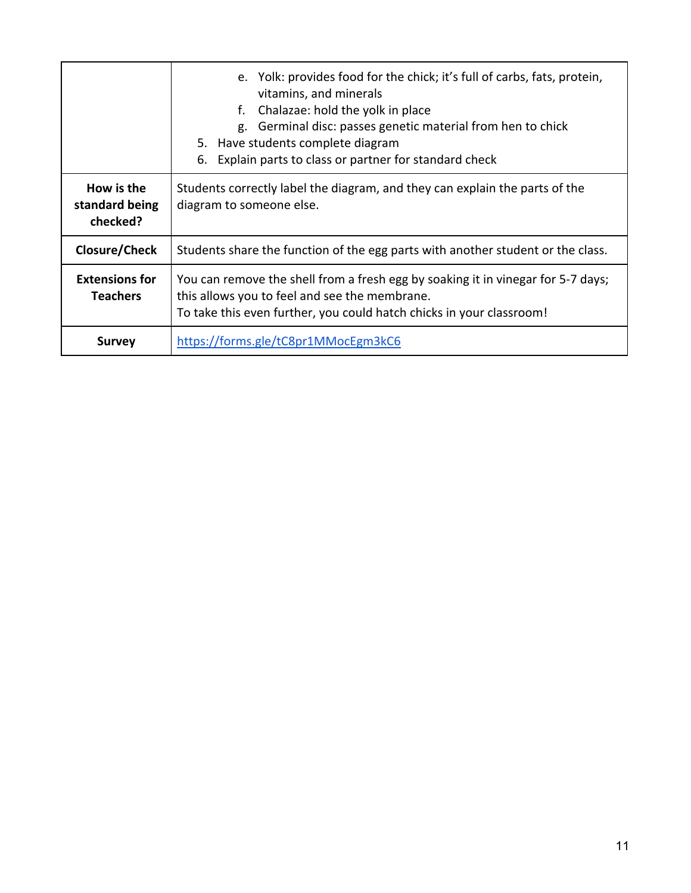| | |
|---|---|
| | e. Yolk: provides food for the chick; it's full of carbs, fats, protein, vitamins, and minerals<br>f. Chalazae: hold the yolk in place<br>g. Germinal disc: passes genetic material from hen to chick<br>5. Have students complete diagram<br>6. Explain parts to class or partner for standard check |
| **How is the standard being checked?** | Students correctly label the diagram, and they can explain the parts of the diagram to someone else. |
| **Closure/Check** | Students share the function of the egg parts with another student or the class. |
| **Extensions for Teachers** | You can remove the shell from a fresh egg by soaking it in vinegar for 5-7 days; this allows you to feel and see the membrane.<br>To take this even further, you could hatch chicks in your classroom! |
| **Survey** | https://forms.gle/tC8pr1MMocEgm3kC6 |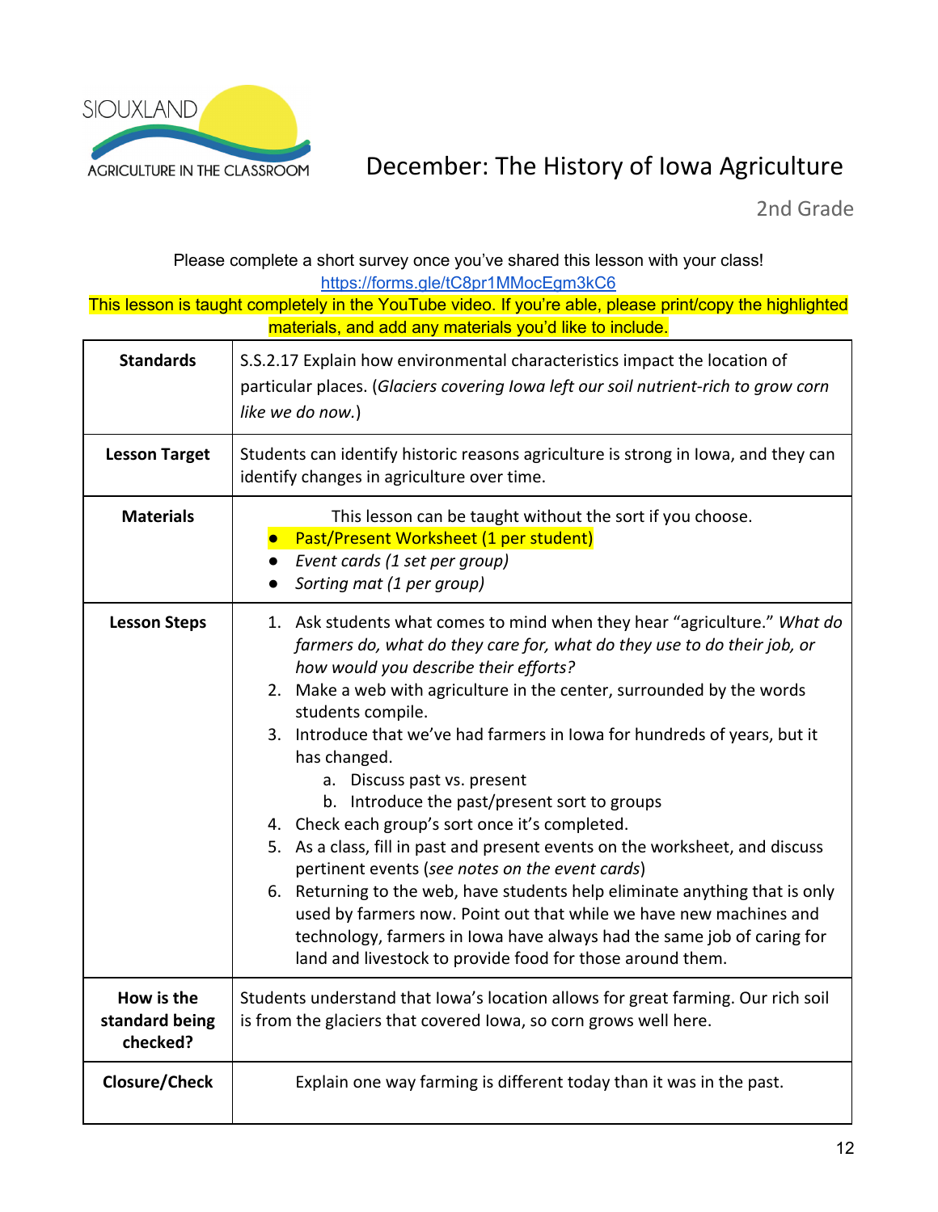SIOUXLAND AGRICULTURE IN THE CLASSROOM

# December: The History of Iowa Agriculture

2nd Grade

Please complete a short survey once you've shared this lesson with your class!
https://forms.gle/tC8pr1MMocEgm3kC6

This lesson is taught completely in the YouTube video. If you're able, please print/copy the highlighted materials, and add any materials you'd like to include.

| | |
|---|---|
| **Standards** | S.S.2.17 Explain how environmental characteristics impact the location of particular places. (*Glaciers covering Iowa left our soil nutrient-rich to grow corn like we do now.*) |
| **Lesson Target** | Students can identify historic reasons agriculture is strong in Iowa, and they can identify changes in agriculture over time. |
| **Materials** | This lesson can be taught without the sort if you choose.<br>• Past/Present Worksheet (1 per student)<br>• *Event cards (1 set per group)*<br>• *Sorting mat (1 per group)* |
| **Lesson Steps** | 1. Ask students what comes to mind when they hear "agriculture." *What do farmers do, what do they care for, what do they use to do their job, or how would you describe their efforts?*<br>2. Make a web with agriculture in the center, surrounded by the words students compile.<br>3. Introduce that we've had farmers in Iowa for hundreds of years, but it has changed.<br>&nbsp;&nbsp;&nbsp;&nbsp;a. Discuss past vs. present<br>&nbsp;&nbsp;&nbsp;&nbsp;b. Introduce the past/present sort to groups<br>4. Check each group's sort once it's completed.<br>5. As a class, fill in past and present events on the worksheet, and discuss pertinent events (*see notes on the event cards*)<br>6. Returning to the web, have students help eliminate anything that is only used by farmers now. Point out that while we have new machines and technology, farmers in Iowa have always had the same job of caring for land and livestock to provide food for those around them. |
| **How is the standard being checked?** | Students understand that Iowa's location allows for great farming. Our rich soil is from the glaciers that covered Iowa, so corn grows well here. |
| **Closure/Check** | Explain one way farming is different today than it was in the past. |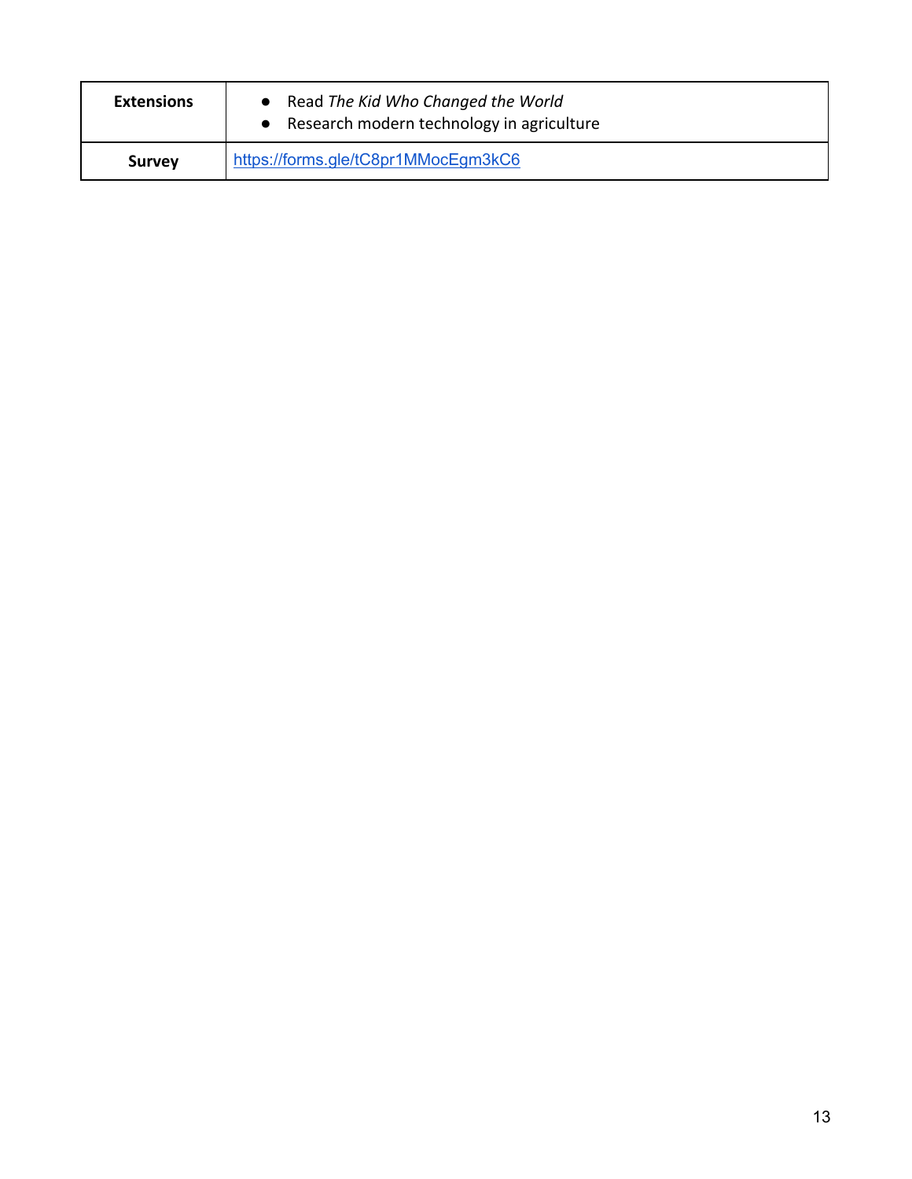| **Extensions** | • Read *The Kid Who Changed the World*<br>• Research modern technology in agriculture |
|---|---|
| **Survey** | https://forms.gle/tC8pr1MMocEgm3kC6 |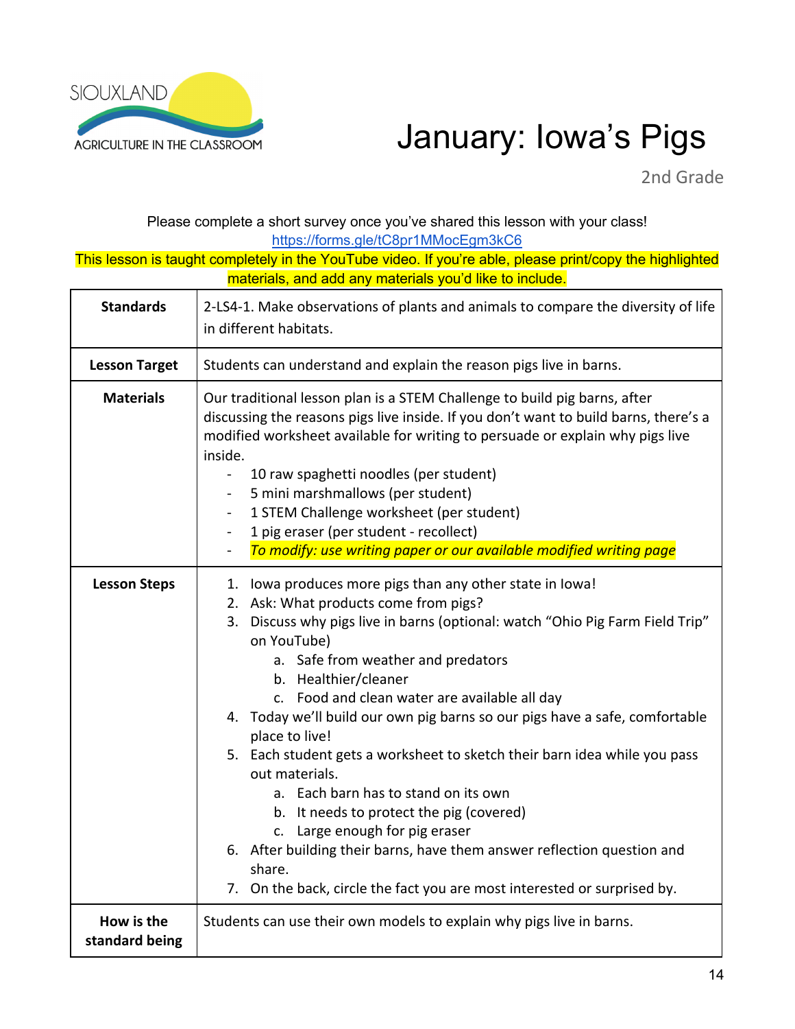SIOUXLAND AGRICULTURE IN THE CLASSROOM

# January: Iowa's Pigs

2nd Grade

Please complete a short survey once you've shared this lesson with your class!
https://forms.gle/tC8pr1MMocEgm3kC6

This lesson is taught completely in the YouTube video. If you're able, please print/copy the highlighted materials, and add any materials you'd like to include.

| | |
|---|---|
| **Standards** | 2-LS4-1. Make observations of plants and animals to compare the diversity of life in different habitats. |
| **Lesson Target** | Students can understand and explain the reason pigs live in barns. |
| **Materials** | Our traditional lesson plan is a STEM Challenge to build pig barns, after discussing the reasons pigs live inside. If you don't want to build barns, there's a modified worksheet available for writing to persuade or explain why pigs live inside.<br>- 10 raw spaghetti noodles (per student)<br>- 5 mini marshmallows (per student)<br>- 1 STEM Challenge worksheet (per student)<br>- 1 pig eraser (per student - recollect)<br>- *To modify: use writing paper or our available modified writing page* |
| **Lesson Steps** | 1. Iowa produces more pigs than any other state in Iowa!<br>2. Ask: What products come from pigs?<br>3. Discuss why pigs live in barns (optional: watch "Ohio Pig Farm Field Trip" on YouTube)<br>&nbsp;&nbsp;&nbsp;&nbsp;a. Safe from weather and predators<br>&nbsp;&nbsp;&nbsp;&nbsp;b. Healthier/cleaner<br>&nbsp;&nbsp;&nbsp;&nbsp;c. Food and clean water are available all day<br>4. Today we'll build our own pig barns so our pigs have a safe, comfortable place to live!<br>5. Each student gets a worksheet to sketch their barn idea while you pass out materials.<br>&nbsp;&nbsp;&nbsp;&nbsp;a. Each barn has to stand on its own<br>&nbsp;&nbsp;&nbsp;&nbsp;b. It needs to protect the pig (covered)<br>&nbsp;&nbsp;&nbsp;&nbsp;c. Large enough for pig eraser<br>6. After building their barns, have them answer reflection question and share.<br>7. On the back, circle the fact you are most interested or surprised by. |
| **How is the standard being** | Students can use their own models to explain why pigs live in barns. |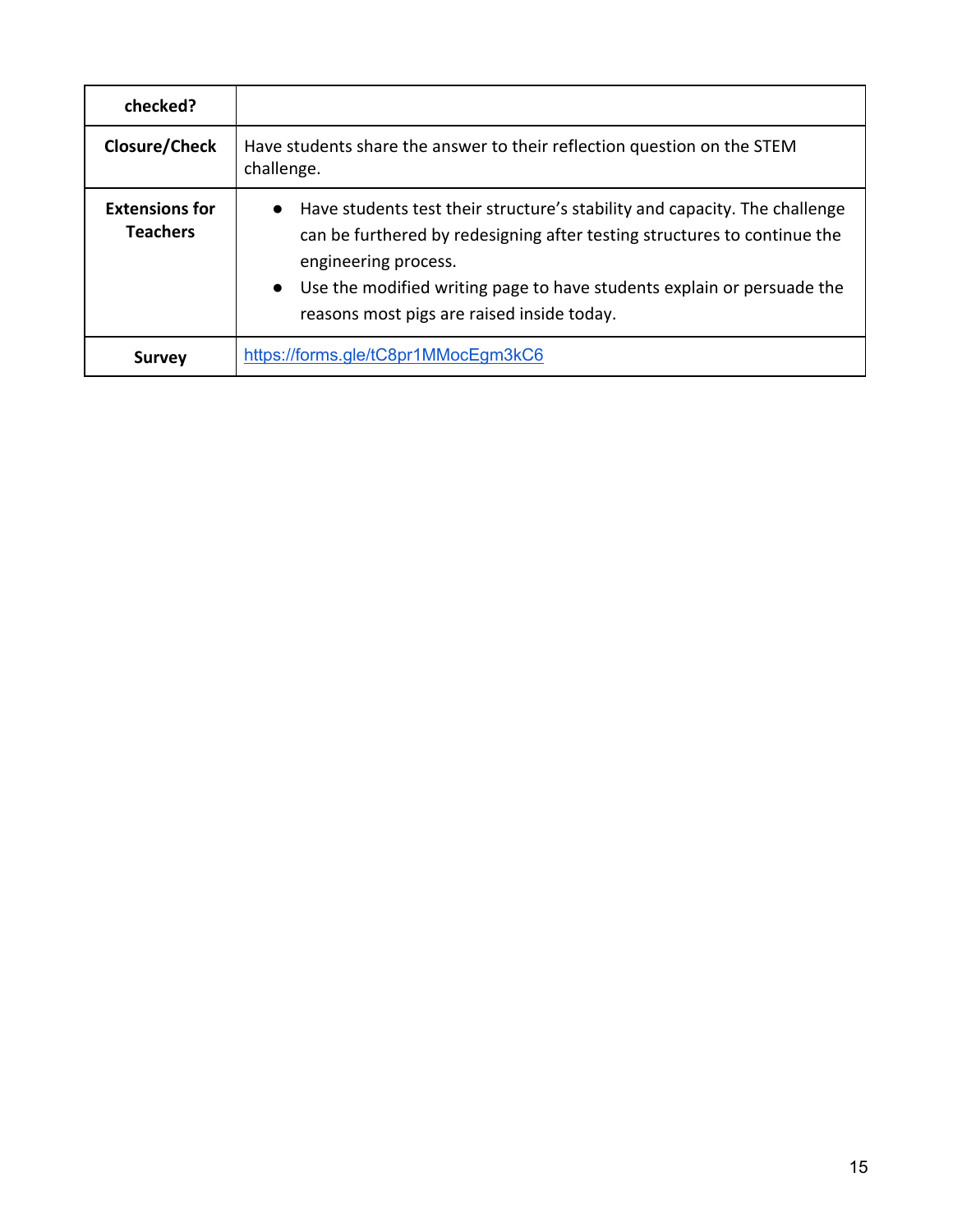| checked? | |
|---|---|
| **Closure/Check** | Have students share the answer to their reflection question on the STEM challenge. |
| **Extensions for Teachers** | • Have students test their structure's stability and capacity. The challenge can be furthered by redesigning after testing structures to continue the engineering process.<br>• Use the modified writing page to have students explain or persuade the reasons most pigs are raised inside today. |
| **Survey** | [https://forms.gle/tC8pr1MMocEgm3kC6](https://forms.gle/tC8pr1MMocEgm3kC6) |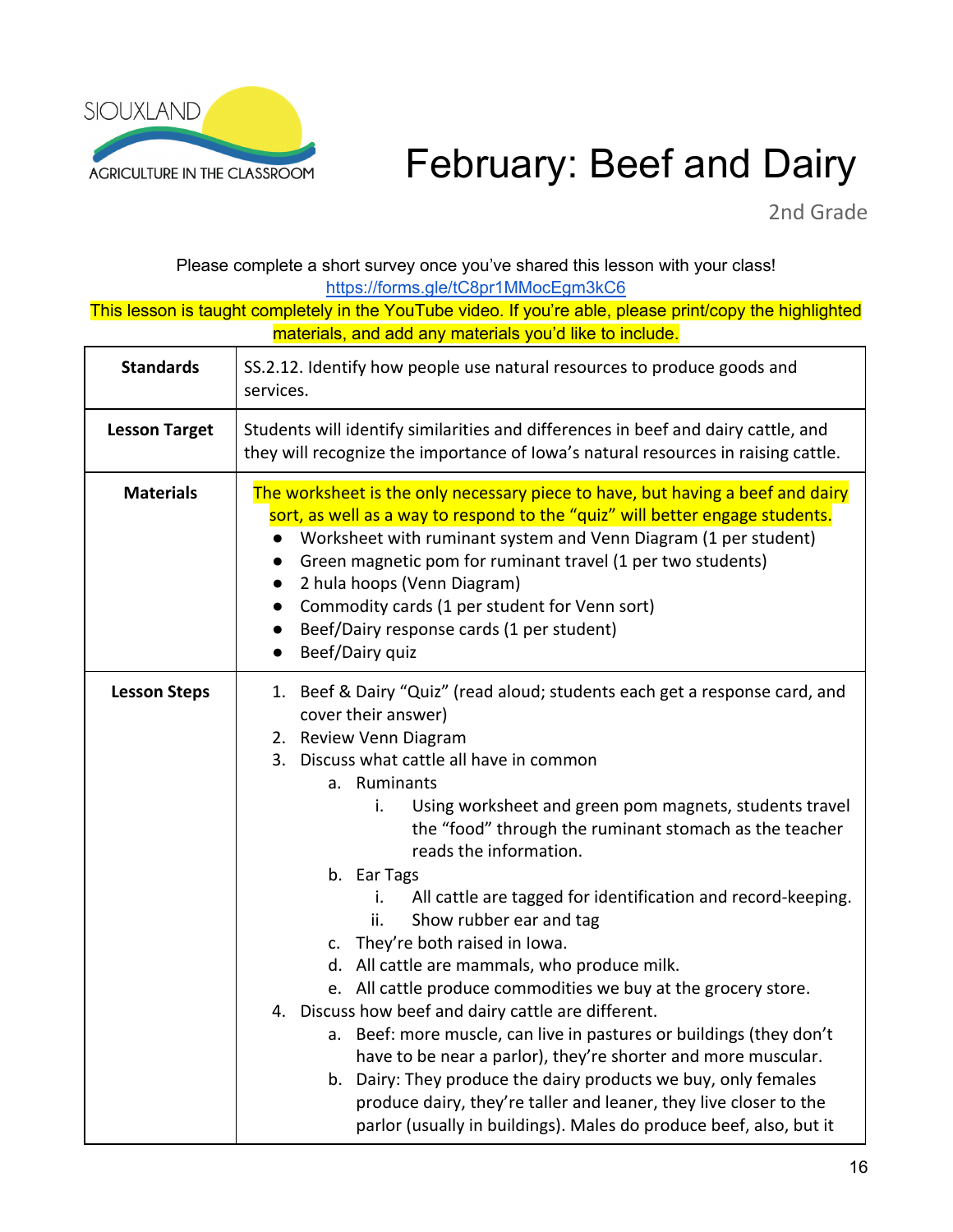SIOUXLAND AGRICULTURE IN THE CLASSROOM

# February: Beef and Dairy

2nd Grade

Please complete a short survey once you've shared this lesson with your class!
https://forms.gle/tC8pr1MMocEgm3kC6
This lesson is taught completely in the YouTube video. If you're able, please print/copy the highlighted materials, and add any materials you'd like to include.

| | |
|---|---|
| **Standards** | SS.2.12. Identify how people use natural resources to produce goods and services. |
| **Lesson Target** | Students will identify similarities and differences in beef and dairy cattle, and they will recognize the importance of Iowa's natural resources in raising cattle. |
| **Materials** | The worksheet is the only necessary piece to have, but having a beef and dairy sort, as well as a way to respond to the "quiz" will better engage students.<br>• Worksheet with ruminant system and Venn Diagram (1 per student)<br>• Green magnetic pom for ruminant travel (1 per two students)<br>• 2 hula hoops (Venn Diagram)<br>• Commodity cards (1 per student for Venn sort)<br>• Beef/Dairy response cards (1 per student)<br>• Beef/Dairy quiz |
| **Lesson Steps** | 1. Beef & Dairy "Quiz" (read aloud; students each get a response card, and cover their answer)<br>2. Review Venn Diagram<br>3. Discuss what cattle all have in common<br>&nbsp;&nbsp;&nbsp;a. Ruminants<br>&nbsp;&nbsp;&nbsp;&nbsp;&nbsp;&nbsp;i. Using worksheet and green pom magnets, students travel the "food" through the ruminant stomach as the teacher reads the information.<br>&nbsp;&nbsp;&nbsp;b. Ear Tags<br>&nbsp;&nbsp;&nbsp;&nbsp;&nbsp;&nbsp;i. All cattle are tagged for identification and record-keeping.<br>&nbsp;&nbsp;&nbsp;&nbsp;&nbsp;&nbsp;ii. Show rubber ear and tag<br>&nbsp;&nbsp;&nbsp;c. They're both raised in Iowa.<br>&nbsp;&nbsp;&nbsp;d. All cattle are mammals, who produce milk.<br>&nbsp;&nbsp;&nbsp;e. All cattle produce commodities we buy at the grocery store.<br>4. Discuss how beef and dairy cattle are different.<br>&nbsp;&nbsp;&nbsp;a. Beef: more muscle, can live in pastures or buildings (they don't have to be near a parlor), they're shorter and more muscular.<br>&nbsp;&nbsp;&nbsp;b. Dairy: They produce the dairy products we buy, only females produce dairy, they're taller and leaner, they live closer to the parlor (usually in buildings). Males do produce beef, also, but it |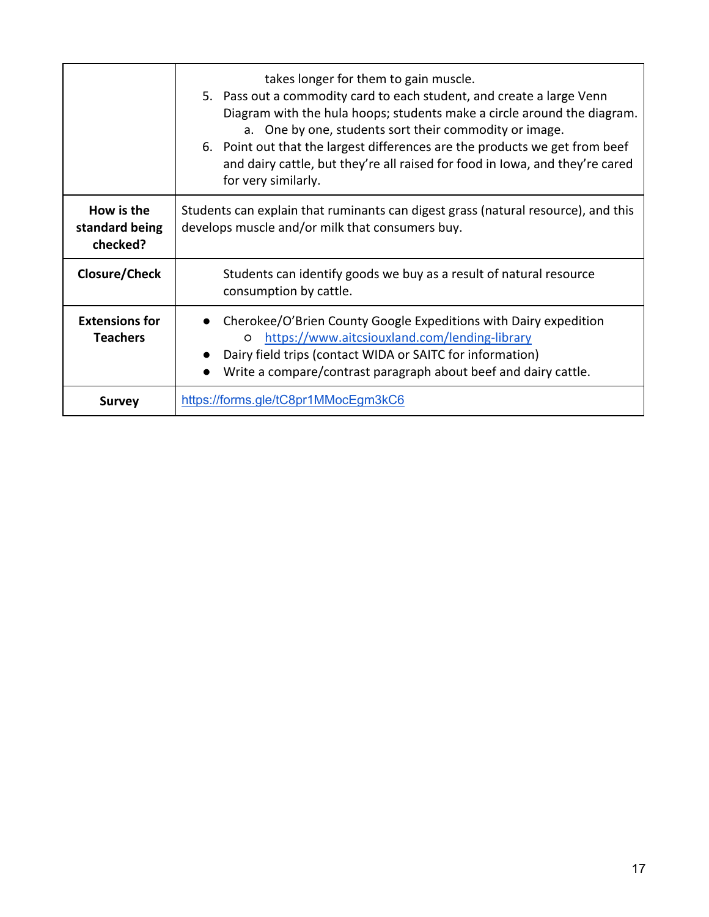| | |
|---|---|
| | takes longer for them to gain muscle.<br>5. Pass out a commodity card to each student, and create a large Venn Diagram with the hula hoops; students make a circle around the diagram.<br>&nbsp;&nbsp;&nbsp;&nbsp;a. One by one, students sort their commodity or image.<br>6. Point out that the largest differences are the products we get from beef and dairy cattle, but they're all raised for food in Iowa, and they're cared for very similarly. |
| **How is the standard being checked?** | Students can explain that ruminants can digest grass (natural resource), and this develops muscle and/or milk that consumers buy. |
| **Closure/Check** | Students can identify goods we buy as a result of natural resource consumption by cattle. |
| **Extensions for Teachers** | • Cherokee/O'Brien County Google Expeditions with Dairy expedition<br>&nbsp;&nbsp;&nbsp;&nbsp;○ https://www.aitcsiouxland.com/lending-library<br>• Dairy field trips (contact WIDA or SAITC for information)<br>• Write a compare/contrast paragraph about beef and dairy cattle. |
| **Survey** | https://forms.gle/tC8pr1MMocEgm3kC6 |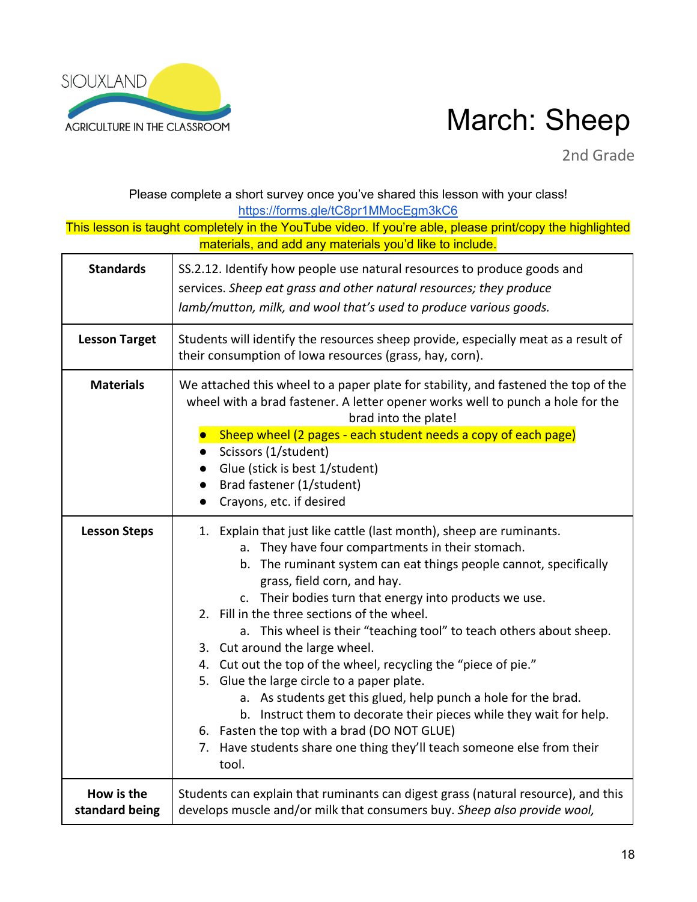SIOUXLAND AGRICULTURE IN THE CLASSROOM

# March: Sheep

2nd Grade

Please complete a short survey once you've shared this lesson with your class!
https://forms.gle/tC8pr1MMocEgm3kC6

This lesson is taught completely in the YouTube video. If you're able, please print/copy the highlighted materials, and add any materials you'd like to include.

| | |
|---|---|
| **Standards** | SS.2.12. Identify how people use natural resources to produce goods and services. *Sheep eat grass and other natural resources; they produce lamb/mutton, milk, and wool that's used to produce various goods.* |
| **Lesson Target** | Students will identify the resources sheep provide, especially meat as a result of their consumption of Iowa resources (grass, hay, corn). |
| **Materials** | We attached this wheel to a paper plate for stability, and fastened the top of the wheel with a brad fastener. A letter opener works well to punch a hole for the brad into the plate!<br>• Sheep wheel (2 pages - each student needs a copy of each page)<br>• Scissors (1/student)<br>• Glue (stick is best 1/student)<br>• Brad fastener (1/student)<br>• Crayons, etc. if desired |
| **Lesson Steps** | 1. Explain that just like cattle (last month), sheep are ruminants.<br>&nbsp;&nbsp;&nbsp;&nbsp;a. They have four compartments in their stomach.<br>&nbsp;&nbsp;&nbsp;&nbsp;b. The ruminant system can eat things people cannot, specifically grass, field corn, and hay.<br>&nbsp;&nbsp;&nbsp;&nbsp;c. Their bodies turn that energy into products we use.<br>2. Fill in the three sections of the wheel.<br>&nbsp;&nbsp;&nbsp;&nbsp;a. This wheel is their "teaching tool" to teach others about sheep.<br>3. Cut around the large wheel.<br>4. Cut out the top of the wheel, recycling the "piece of pie."<br>5. Glue the large circle to a paper plate.<br>&nbsp;&nbsp;&nbsp;&nbsp;a. As students get this glued, help punch a hole for the brad.<br>&nbsp;&nbsp;&nbsp;&nbsp;b. Instruct them to decorate their pieces while they wait for help.<br>6. Fasten the top with a brad (DO NOT GLUE)<br>7. Have students share one thing they'll teach someone else from their tool. |
| **How is the standard being** | Students can explain that ruminants can digest grass (natural resource), and this develops muscle and/or milk that consumers buy. *Sheep also provide wool,* |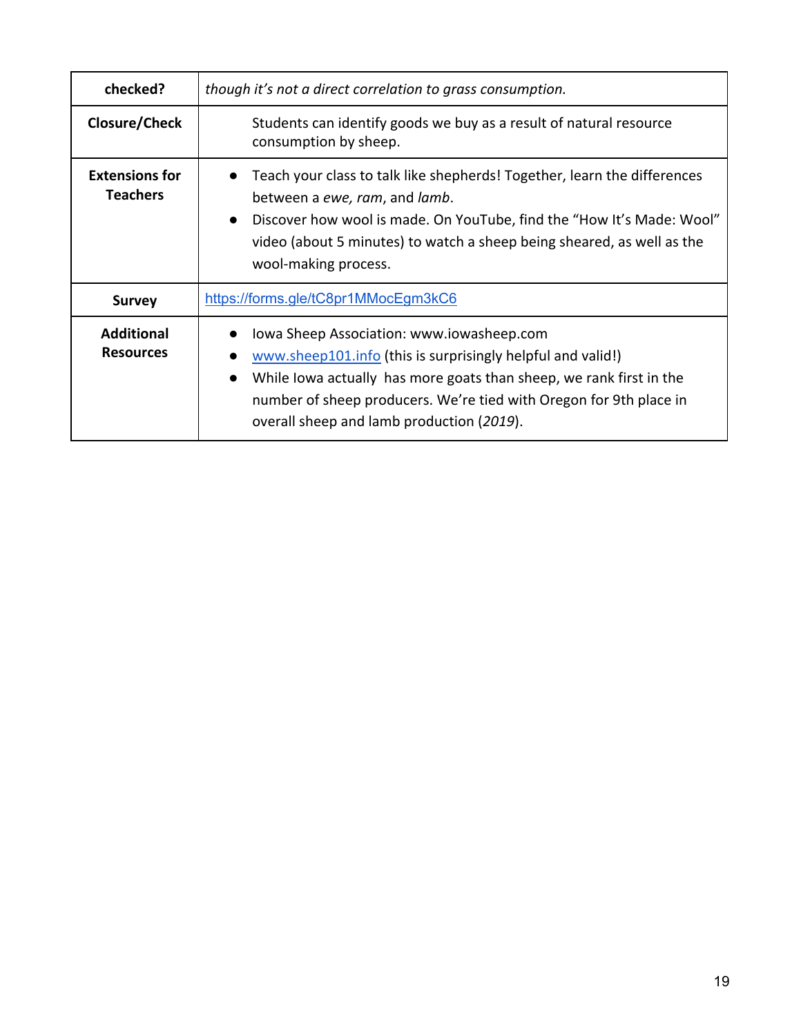| checked? | *though it's not a direct correlation to grass consumption.* |
|---|---|
| **Closure/Check** | Students can identify goods we buy as a result of natural resource consumption by sheep. |
| **Extensions for Teachers** | • Teach your class to talk like shepherds! Together, learn the differences between a *ewe, ram*, and *lamb*.<br>• Discover how wool is made. On YouTube, find the "How It's Made: Wool" video (about 5 minutes) to watch a sheep being sheared, as well as the wool-making process. |
| **Survey** | https://forms.gle/tC8pr1MMocEgm3kC6 |
| **Additional Resources** | • Iowa Sheep Association: www.iowasheep.com<br>• www.sheep101.info (this is surprisingly helpful and valid!)<br>• While Iowa actually has more goats than sheep, we rank first in the number of sheep producers. We're tied with Oregon for 9th place in overall sheep and lamb production (*2019*). |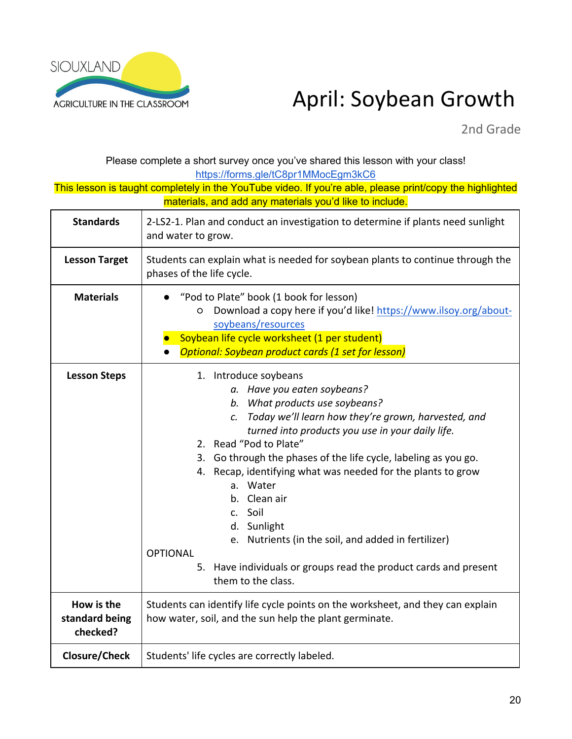SIOUXLAND AGRICULTURE IN THE CLASSROOM

# April: Soybean Growth

2nd Grade

Please complete a short survey once you've shared this lesson with your class!
https://forms.gle/tC8pr1MMocEgm3kC6

This lesson is taught completely in the YouTube video. If you're able, please print/copy the highlighted materials, and add any materials you'd like to include.

| **Standards** | 2-LS2-1. Plan and conduct an investigation to determine if plants need sunlight and water to grow. |
|---|---|
| **Lesson Target** | Students can explain what is needed for soybean plants to continue through the phases of the life cycle. |
| **Materials** | • "Pod to Plate" book (1 book for lesson)<br>  ○ Download a copy here if you'd like! https://www.ilsoy.org/about-soybeans/resources<br>• Soybean life cycle worksheet (1 per student)<br>• *Optional: Soybean product cards (1 set for lesson)* |
| **Lesson Steps** | 1. Introduce soybeans<br>  a. *Have you eaten soybeans?*<br>  b. *What products use soybeans?*<br>  c. *Today we'll learn how they're grown, harvested, and turned into products you use in your daily life.*<br>2. Read "Pod to Plate"<br>3. Go through the phases of the life cycle, labeling as you go.<br>4. Recap, identifying what was needed for the plants to grow<br>  a. Water<br>  b. Clean air<br>  c. Soil<br>  d. Sunlight<br>  e. Nutrients (in the soil, and added in fertilizer)<br>OPTIONAL<br>5. Have individuals or groups read the product cards and present them to the class. |
| **How is the standard being checked?** | Students can identify life cycle points on the worksheet, and they can explain how water, soil, and the sun help the plant germinate. |
| **Closure/Check** | Students' life cycles are correctly labeled. |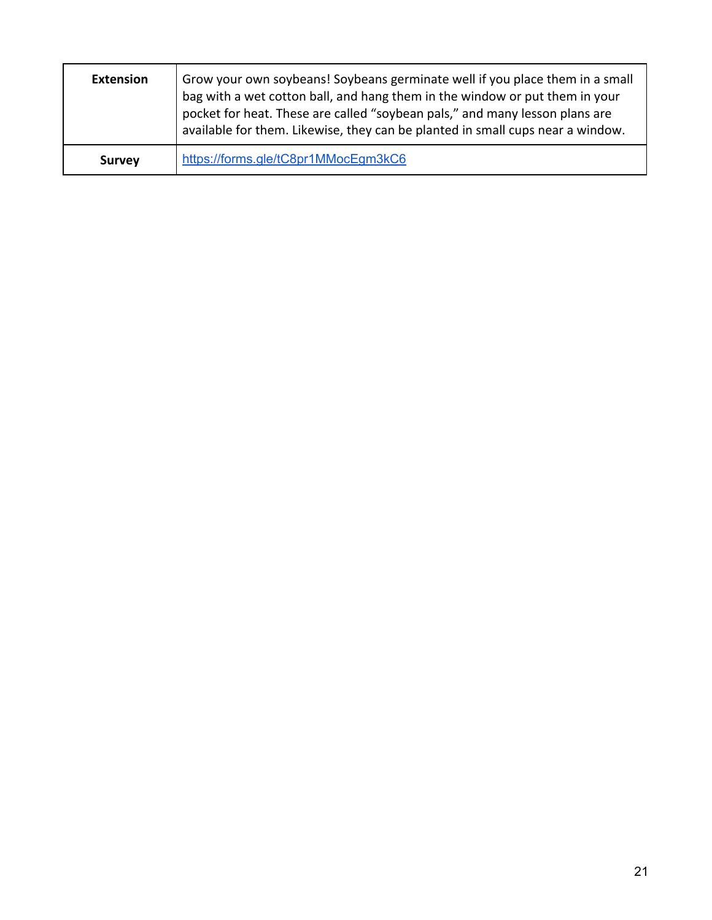| | |
|---|---|
| **Extension** | Grow your own soybeans! Soybeans germinate well if you place them in a small bag with a wet cotton ball, and hang them in the window or put them in your pocket for heat. These are called "soybean pals," and many lesson plans are available for them. Likewise, they can be planted in small cups near a window. |
| **Survey** | https://forms.gle/tC8pr1MMocEgm3kC6 |